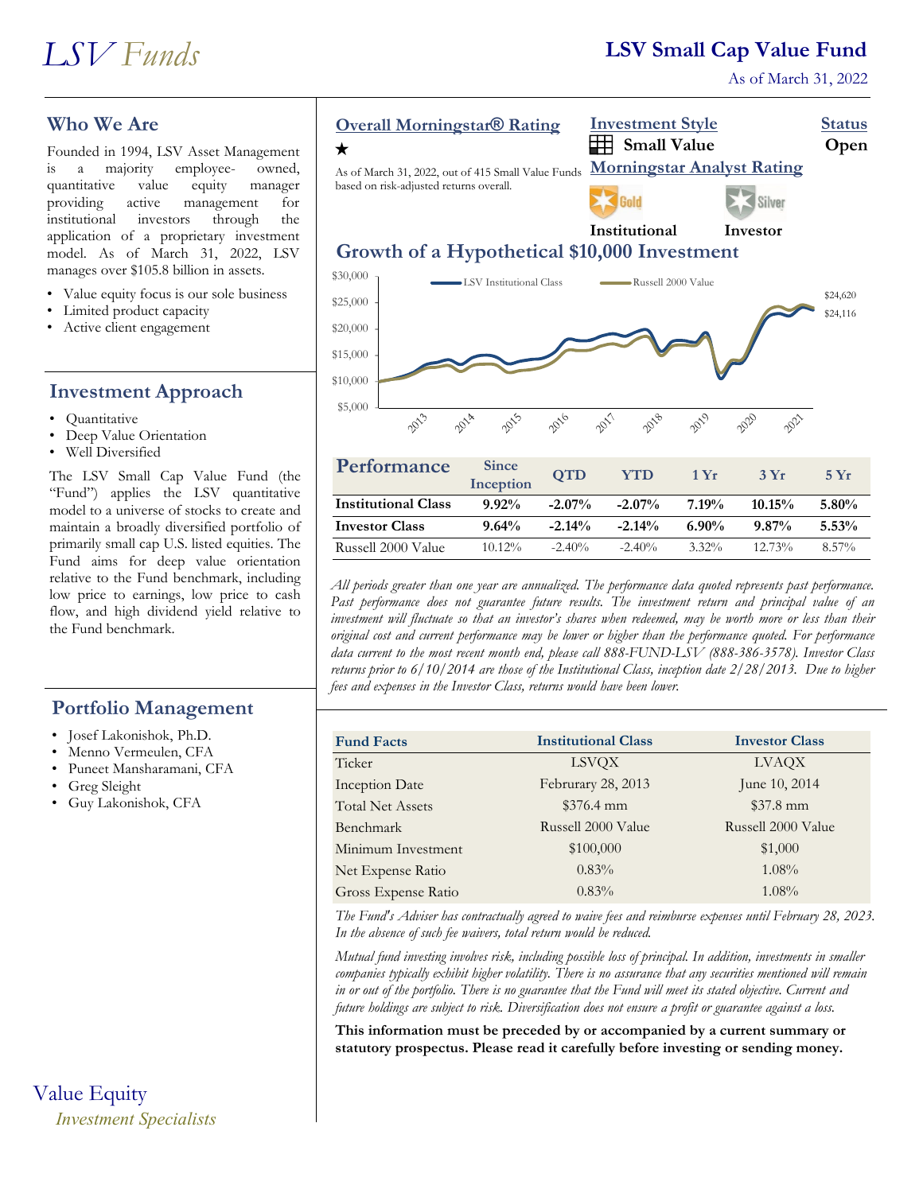# LSV Funds

## LSV Small Cap Value Fund

As of March 31, 2022

## Who We Are

Founded in 1994, LSV Asset Management is a majority employee-owned, quantitative value equity manager providing active management for institutional investors through the application of a proprietary investment model. As of March 31, 2022, LSV manages over $105.8 billion in assets.

- Value equity focus is our sole business
- Limited product capacity
- Active client engagement

## Investment Approach

- Quantitative
- Deep Value Orientation
- Well Diversified

The LSV Small Cap Value Fund (the "Fund") applies the LSV quantitative model to a universe of stocks to create and maintain a broadly diversified portfolio of primarily small cap U.S. listed equities. The Fund aims for deep value orientation relative to the Fund benchmark, including low price to earnings, low price to cash flow, and high dividend yield relative to the Fund benchmark.

## Portfolio Management

- Josef Lakonishok, Ph.D.
- Menno Vermeulen, CFA
- Puneet Mansharamani, CFA
- Greg Sleight
- Guy Lakonishok, CFA

Value Equity
*Investment Specialists*

## Overall Morningstar® Rating

★

As of March 31, 2022, out of 415 Small Value Funds based on risk-adjusted returns overall.

## Investment Style

**Small Value**

## Status

**Open**

## Morningstar Analyst Rating

Gold — **Institutional**
Silver — **Investor**

## Growth of a Hypothetical $10,000 Investment

LSV Institutional Class: $24,116
Russell 2000 Value: $24,620

## Performance

| | Since Inception | QTD | YTD | 1 Yr | 3 Yr | 5 Yr |
|---|---|---|---|---|---|---|
| **Institutional Class** | **9.92%** | **-2.07%** | **-2.07%** | **7.19%** | **10.15%** | **5.80%** |
| **Investor Class** | **9.64%** | **-2.14%** | **-2.14%** | **6.90%** | **9.87%** | **5.53%** |
| Russell 2000 Value | 10.12% | -2.40% | -2.40% | 3.32% | 12.73% | 8.57% |

*All periods greater than one year are annualized. The performance data quoted represents past performance. Past performance does not guarantee future results. The investment return and principal value of an investment will fluctuate so that an investor's shares when redeemed, may be worth more or less than their original cost and current performance may be lower or higher than the performance quoted. For performance data current to the most recent month end, please call 888-FUND-LSV (888-386-3578). Investor Class returns prior to 6/10/2014 are those of the Institutional Class, inception date 2/28/2013. Due to higher fees and expenses in the Investor Class, returns would have been lower.*

| Fund Facts | Institutional Class | Investor Class |
|---|---|---|
| Ticker | LSVQX | LVAQX |
| Inception Date | Februrary 28, 2013 | June 10, 2014 |
| Total Net Assets | $376.4 mm | $37.8 mm |
| Benchmark | Russell 2000 Value | Russell 2000 Value |
| Minimum Investment | $100,000 | $1,000 |
| Net Expense Ratio | 0.83% | 1.08% |
| Gross Expense Ratio | 0.83% | 1.08% |

*The Fund's Adviser has contractually agreed to waive fees and reimburse expenses until February 28, 2023. In the absence of such fee waivers, total return would be reduced.*

*Mutual fund investing involves risk, including possible loss of principal. In addition, investments in smaller companies typically exhibit higher volatility. There is no assurance that any securities mentioned will remain in or out of the portfolio. There is no guarantee that the Fund will meet its stated objective. Current and future holdings are subject to risk. Diversification does not ensure a profit or guarantee against a loss.*

**This information must be preceded by or accompanied by a current summary or statutory prospectus. Please read it carefully before investing or sending money.**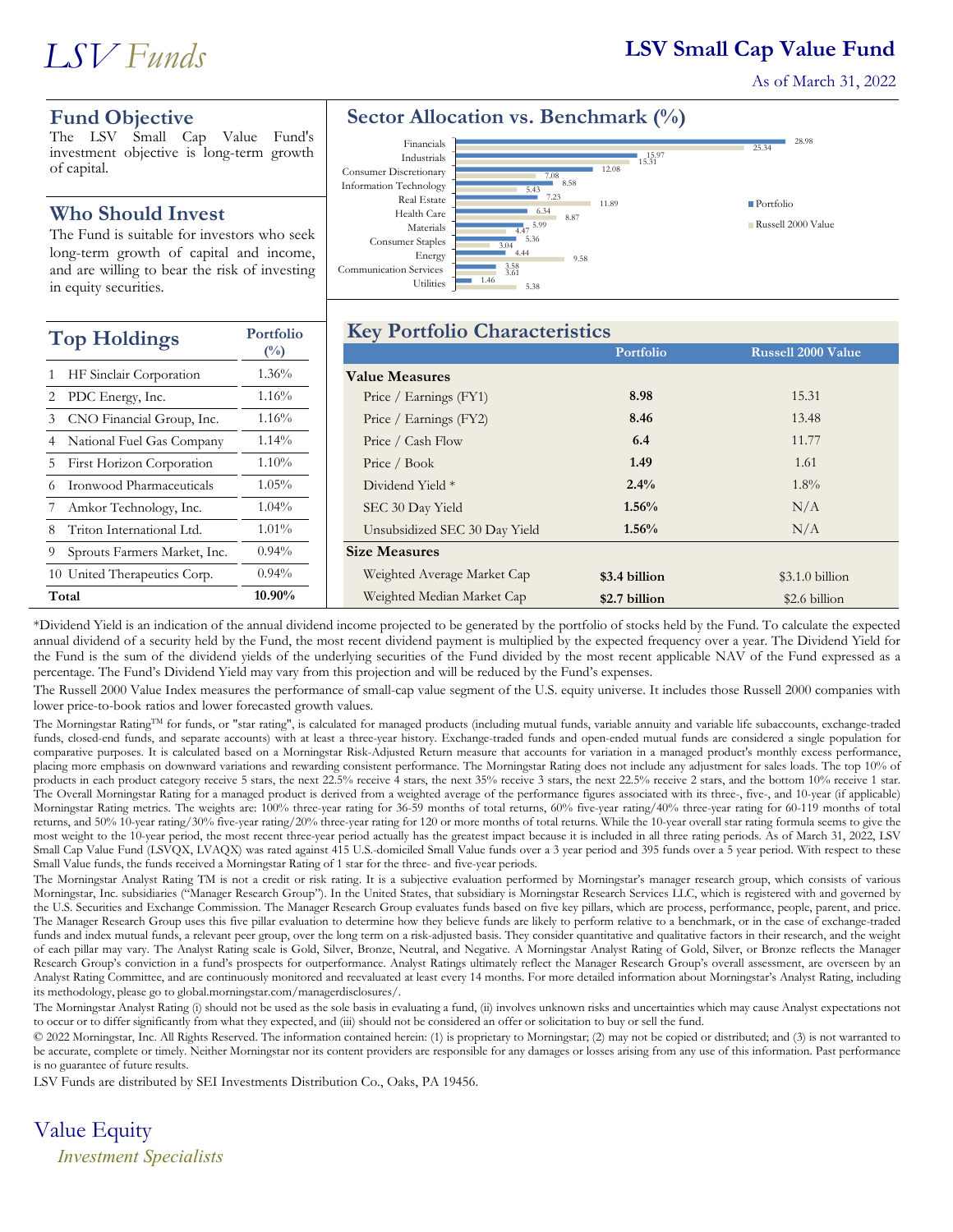# LSV Funds

## LSV Small Cap Value Fund

As of March 31, 2022

## Fund Objective

The LSV Small Cap Value Fund's investment objective is long-term growth of capital.

## Who Should Invest

The Fund is suitable for investors who seek long-term growth of capital and income, and are willing to bear the risk of investing in equity securities.

## Sector Allocation vs. Benchmark (%)

Portfolio
Russell 2000 Value

Financials 28.98 25.34
Industrials 15.97 15.31
Consumer Discretionary 12.08 7.08
Information Technology 8.58 5.43
Real Estate 7.23 11.89
Health Care 6.34 8.87
Materials 4.47 5.99
Consumer Staples 5.36 3.04
Energy 4.44 9.58
Communication Services 3.58 3.61
Utilities 1.46 5.38

## Top Holdings

| Top Holdings | Portfolio (%) |
|---|---|
| 1 HF Sinclair Corporation | 1.36% |
| 2 PDC Energy, Inc. | 1.16% |
| 3 CNO Financial Group, Inc. | 1.16% |
| 4 National Fuel Gas Company | 1.14% |
| 5 First Horizon Corporation | 1.10% |
| 6 Ironwood Pharmaceuticals | 1.05% |
| 7 Amkor Technology, Inc. | 1.04% |
| 8 Triton International Ltd. | 1.01% |
| 9 Sprouts Farmers Market, Inc. | 0.94% |
| 10 United Therapeutics Corp. | 0.94% |
| **Total** | **10.90%** |

## Key Portfolio Characteristics

| | Portfolio | Russell 2000 Value |
|---|---|---|
| **Value Measures** | | |
| Price / Earnings (FY1) | **8.98** | 15.31 |
| Price / Earnings (FY2) | **8.46** | 13.48 |
| Price / Cash Flow | **6.4** | 11.77 |
| Price / Book | **1.49** | 1.61 |
| Dividend Yield * | **2.4%** | 1.8% |
| SEC 30 Day Yield | **1.56%** | N/A |
| Unsubsidized SEC 30 Day Yield | **1.56%** | N/A |
| **Size Measures** | | |
| Weighted Average Market Cap | **$3.4 billion** | $3.1.0 billion |
| Weighted Median Market Cap | **$2.7 billion** | $2.6 billion |

*Dividend Yield is an indication of the annual dividend income projected to be generated by the portfolio of stocks held by the Fund. To calculate the expected annual dividend of a security held by the Fund, the most recent dividend payment is multiplied by the expected frequency over a year. The Dividend Yield for the Fund is the sum of the dividend yields of the underlying securities of the Fund divided by the most recent applicable NAV of the Fund expressed as a percentage. The Fund's Dividend Yield may vary from this projection and will be reduced by the Fund's expenses.

The Russell 2000 Value Index measures the performance of small-cap value segment of the U.S. equity universe. It includes those Russell 2000 companies with lower price-to-book ratios and lower forecasted growth values.

The Morningstar Rating™ for funds, or "star rating", is calculated for managed products (including mutual funds, variable annuity and variable life subaccounts, exchange-traded funds, closed-end funds, and separate accounts) with at least a three-year history. Exchange-traded funds and open-ended mutual funds are considered a single population for comparative purposes. It is calculated based on a Morningstar Risk-Adjusted Return measure that accounts for variation in a managed product's monthly excess performance, placing more emphasis on downward variations and rewarding consistent performance. The Morningstar Rating does not include any adjustment for sales loads. The top 10% of products in each product category receive 5 stars, the next 22.5% receive 4 stars, the next 35% receive 3 stars, the next 22.5% receive 2 stars, and the bottom 10% receive 1 star. The Overall Morningstar Rating for a managed product is derived from a weighted average of the performance figures associated with its three-, five-, and 10-year (if applicable) Morningstar Rating metrics. The weights are: 100% three-year rating for 36-59 months of total returns, 60% five-year rating/40% three-year rating for 60-119 months of total returns, and 50% 10-year rating/30% five-year rating/20% three-year rating for 120 or more months of total returns. While the 10-year overall star rating formula seems to give the most weight to the 10-year period, the most recent three-year period actually has the greatest impact because it is included in all three rating periods. As of March 31, 2022, LSV Small Cap Value Fund (LSVQX, LVAQX) was rated against 415 U.S.-domiciled Small Value funds over a 3 year period and 395 funds over a 5 year period. With respect to these Small Value funds, the funds received a Morningstar Rating of 1 star for the three- and five-year periods.

The Morningstar Analyst Rating TM is not a credit or risk rating. It is a subjective evaluation performed by Morningstar's manager research group, which consists of various Morningstar, Inc. subsidiaries ("Manager Research Group"). In the United States, that subsidiary is Morningstar Research Services LLC, which is registered with and governed by the U.S. Securities and Exchange Commission. The Manager Research Group evaluates funds based on five key pillars, which are process, performance, people, parent, and price. The Manager Research Group uses this five pillar evaluation to determine how they believe funds are likely to perform relative to a benchmark, or in the case of exchange-traded funds and index mutual funds, a relevant peer group, over the long term on a risk-adjusted basis. They consider quantitative and qualitative factors in their research, and the weight of each pillar may vary. The Analyst Rating scale is Gold, Silver, Bronze, Neutral, and Negative. A Morningstar Analyst Rating of Gold, Silver, or Bronze reflects the Manager Research Group's conviction in a fund's prospects for outperformance. Analyst Ratings ultimately reflect the Manager Research Group's overall assessment, are overseen by an Analyst Rating Committee, and are continuously monitored and reevaluated at least every 14 months. For more detailed information about Morningstar's Analyst Rating, including its methodology, please go to global.morningstar.com/managerdisclosures/.

The Morningstar Analyst Rating (i) should not be used as the sole basis in evaluating a fund, (ii) involves unknown risks and uncertainties which may cause Analyst expectations not to occur or to differ significantly from what they expected, and (iii) should not be considered an offer or solicitation to buy or sell the fund.

© 2022 Morningstar, Inc. All Rights Reserved. The information contained herein: (1) is proprietary to Morningstar; (2) may not be copied or distributed; and (3) is not warranted to be accurate, complete or timely. Neither Morningstar nor its content providers are responsible for any damages or losses arising from any use of this information. Past performance is no guarantee of future results.

LSV Funds are distributed by SEI Investments Distribution Co., Oaks, PA 19456.

Value Equity
*Investment Specialists*